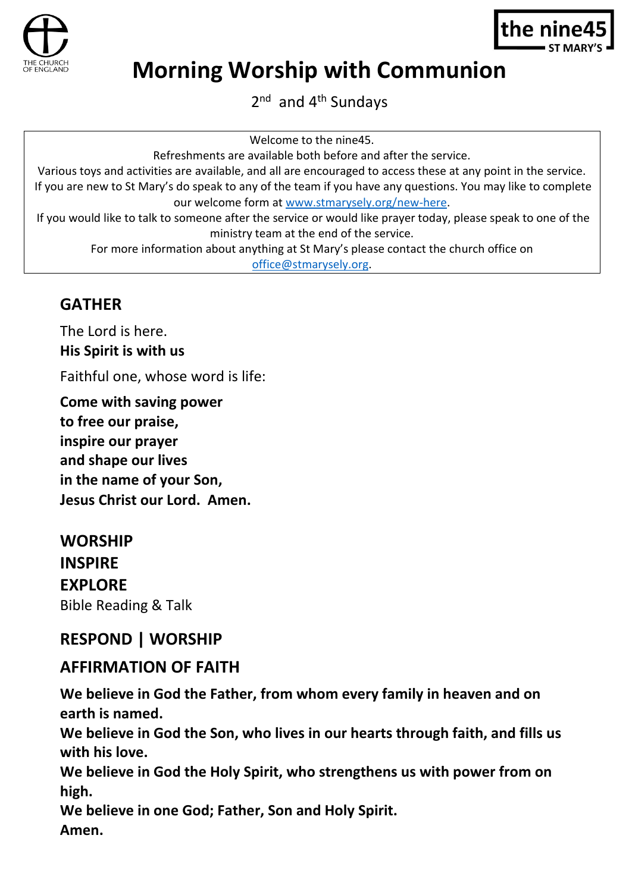# Morning Worship with Communion

2nd and 4th Sundays

Welcome to the nine45.
Refreshments are available both before and after the service.
Various toys and activities are available, and all are encouraged to access these at any point in the service.
If you are new to St Mary's do speak to any of the team if you have any questions. You may like to complete our welcome form at [www.stmarysely.org/new-here](www.stmarysely.org/new-here).
If you would like to talk to someone after the service or would like prayer today, please speak to one of the ministry team at the end of the service.
For more information about anything at St Mary's please contact the church office on [office@stmarysely.org](mailto:office@stmarysely.org).

## GATHER

The Lord is here.
**His Spirit is with us**

Faithful one, whose word is life:

**Come with saving power**
**to free our praise,**
**inspire our prayer**
**and shape our lives**
**in the name of your Son,**
**Jesus Christ our Lord. Amen.**

## WORSHIP

## INSPIRE

## EXPLORE

Bible Reading & Talk

## RESPOND | WORSHIP

## AFFIRMATION OF FAITH

**We believe in God the Father, from whom every family in heaven and on earth is named.**
**We believe in God the Son, who lives in our hearts through faith, and fills us with his love.**
**We believe in God the Holy Spirit, who strengthens us with power from on high.**
**We believe in one God; Father, Son and Holy Spirit.**
**Amen.**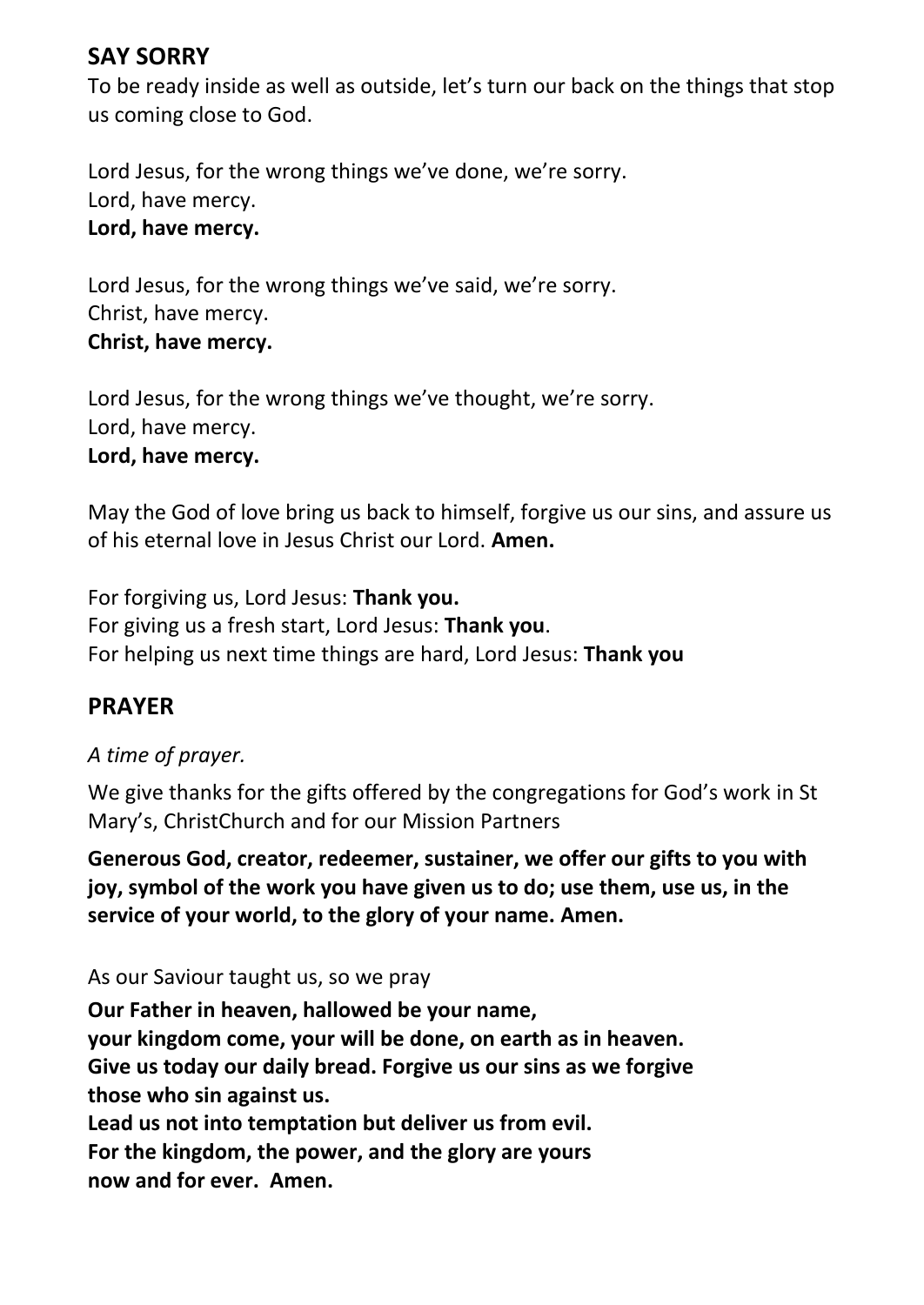## SAY SORRY

To be ready inside as well as outside, let's turn our back on the things that stop us coming close to God.

Lord Jesus, for the wrong things we've done, we're sorry.
Lord, have mercy.
**Lord, have mercy.**

Lord Jesus, for the wrong things we've said, we're sorry.
Christ, have mercy.
**Christ, have mercy.**

Lord Jesus, for the wrong things we've thought, we're sorry.
Lord, have mercy.
**Lord, have mercy.**

May the God of love bring us back to himself, forgive us our sins, and assure us of his eternal love in Jesus Christ our Lord. **Amen.**

For forgiving us, Lord Jesus: **Thank you.**
For giving us a fresh start, Lord Jesus: **Thank you**.
For helping us next time things are hard, Lord Jesus: **Thank you**

## PRAYER

*A time of prayer.*

We give thanks for the gifts offered by the congregations for God's work in St Mary's, ChristChurch and for our Mission Partners

**Generous God, creator, redeemer, sustainer, we offer our gifts to you with joy, symbol of the work you have given us to do; use them, use us, in the service of your world, to the glory of your name. Amen.**

As our Saviour taught us, so we pray

**Our Father in heaven, hallowed be your name,**
**your kingdom come, your will be done, on earth as in heaven.**
**Give us today our daily bread. Forgive us our sins as we forgive those who sin against us.**
**Lead us not into temptation but deliver us from evil.**
**For the kingdom, the power, and the glory are yours**
**now and for ever. Amen.**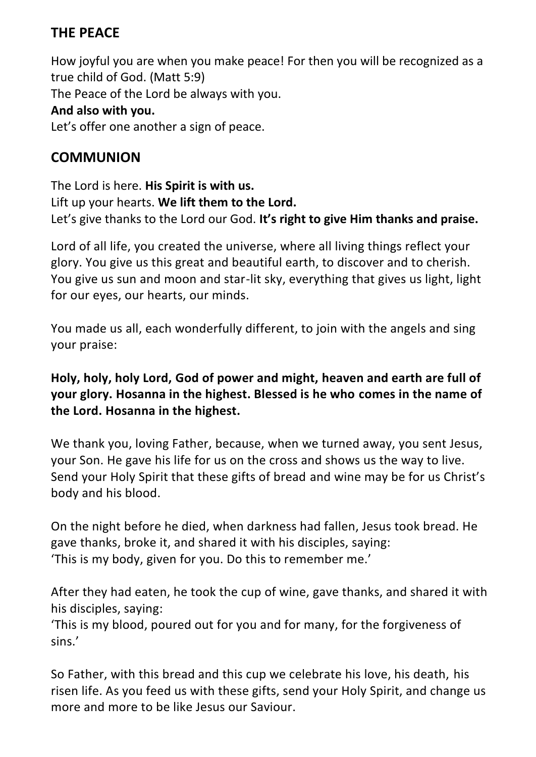## THE PEACE

How joyful you are when you make peace! For then you will be recognized as a true child of God. (Matt 5:9)
The Peace of the Lord be always with you.
**And also with you.**
Let's offer one another a sign of peace.

## COMMUNION

The Lord is here. **His Spirit is with us.**
Lift up your hearts. **We lift them to the Lord.**
Let's give thanks to the Lord our God. **It's right to give Him thanks and praise.**

Lord of all life, you created the universe, where all living things reflect your glory. You give us this great and beautiful earth, to discover and to cherish. You give us sun and moon and star-lit sky, everything that gives us light, light for our eyes, our hearts, our minds.

You made us all, each wonderfully different, to join with the angels and sing your praise:

**Holy, holy, holy Lord, God of power and might, heaven and earth are full of your glory. Hosanna in the highest. Blessed is he who comes in the name of the Lord. Hosanna in the highest.**

We thank you, loving Father, because, when we turned away, you sent Jesus, your Son. He gave his life for us on the cross and shows us the way to live. Send your Holy Spirit that these gifts of bread and wine may be for us Christ's body and his blood.

On the night before he died, when darkness had fallen, Jesus took bread. He gave thanks, broke it, and shared it with his disciples, saying:
'This is my body, given for you. Do this to remember me.'

After they had eaten, he took the cup of wine, gave thanks, and shared it with his disciples, saying:
'This is my blood, poured out for you and for many, for the forgiveness of sins.'

So Father, with this bread and this cup we celebrate his love, his death, his risen life. As you feed us with these gifts, send your Holy Spirit, and change us more and more to be like Jesus our Saviour.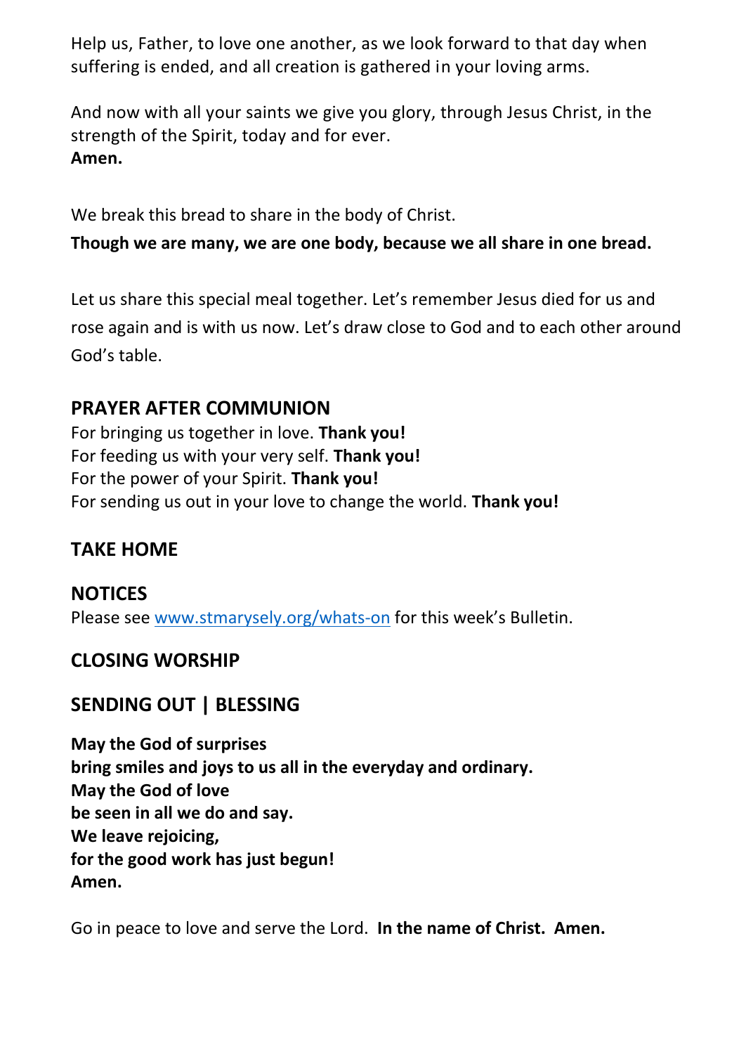Help us, Father, to love one another, as we look forward to that day when suffering is ended, and all creation is gathered in your loving arms.

And now with all your saints we give you glory, through Jesus Christ, in the strength of the Spirit, today and for ever.
**Amen.**

We break this bread to share in the body of Christ.
**Though we are many, we are one body, because we all share in one bread.**

Let us share this special meal together. Let's remember Jesus died for us and rose again and is with us now. Let's draw close to God and to each other around God's table.

## PRAYER AFTER COMMUNION

For bringing us together in love. **Thank you!**
For feeding us with your very self. **Thank you!**
For the power of your Spirit. **Thank you!**
For sending us out in your love to change the world. **Thank you!**

## TAKE HOME

## NOTICES

Please see [www.stmarysely.org/whats-on](www.stmarysely.org/whats-on) for this week's Bulletin.

## CLOSING WORSHIP

## SENDING OUT | BLESSING

**May the God of surprises**
**bring smiles and joys to us all in the everyday and ordinary.**
**May the God of love**
**be seen in all we do and say.**
**We leave rejoicing,**
**for the good work has just begun!**
**Amen.**

Go in peace to love and serve the Lord. **In the name of Christ. Amen.**